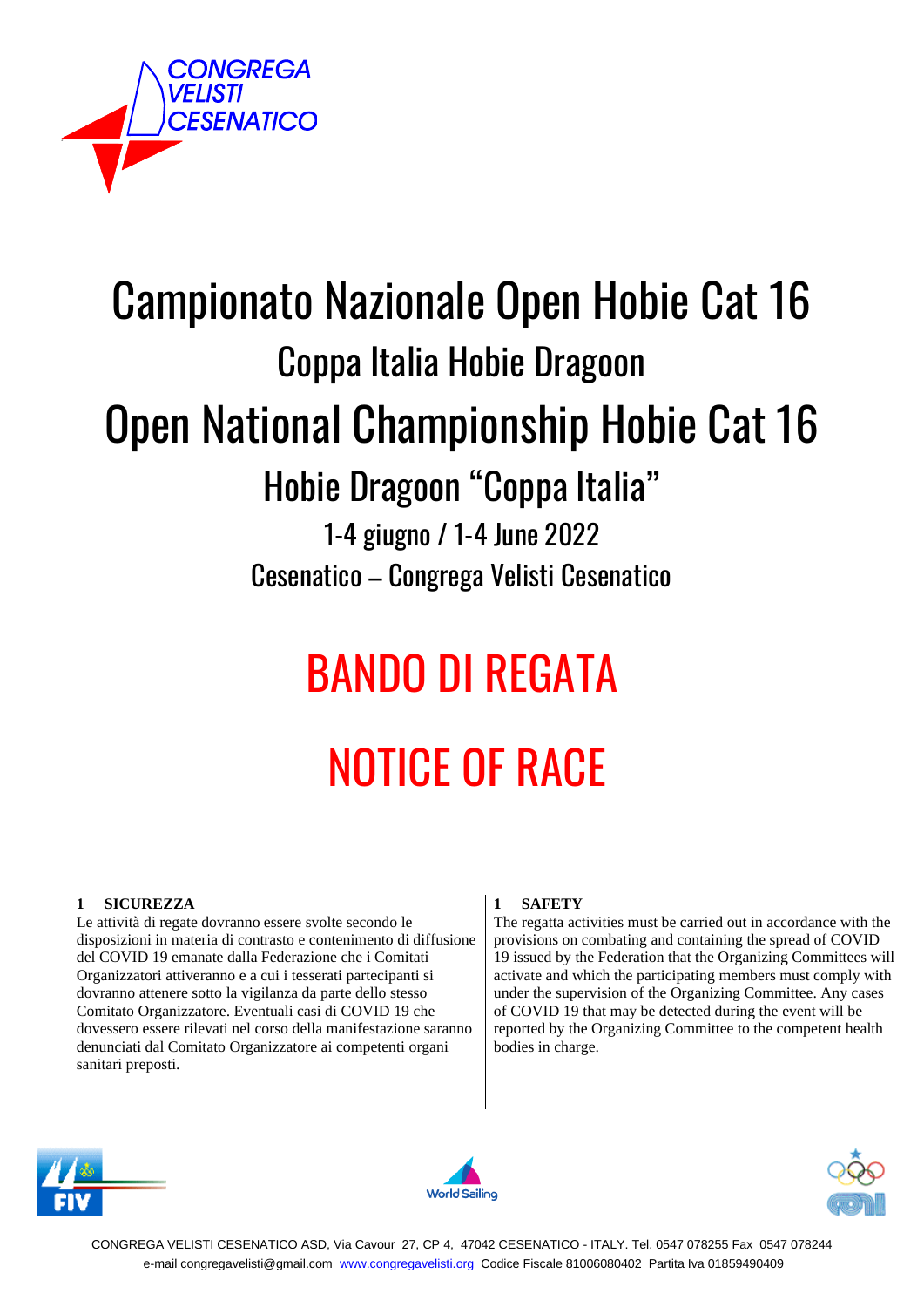CONGREGA VELISTI CESENATICO

# Campionato Nazionale Open Hobie Cat 16

## Coppa Italia Hobie Dragoon

# Open National Championship Hobie Cat 16

## Hobie Dragoon "Coppa Italia"

1-4 giugno / 1-4 June 2022

Cesenatico – Congrega Velisti Cesenatico

# BANDO DI REGATA

# NOTICE OF RACE

**1 SICUREZZA**

Le attività di regate dovranno essere svolte secondo le disposizioni in materia di contrasto e contenimento di diffusione del COVID 19 emanate dalla Federazione che i Comitati Organizzatori attiveranno e a cui i tesserati partecipanti si dovranno attenere sotto la vigilanza da parte dello stesso Comitato Organizzatore. Eventuali casi di COVID 19 che dovessero essere rilevati nel corso della manifestazione saranno denunciati dal Comitato Organizzatore ai competenti organi sanitari preposti.

**1 SAFETY**

The regatta activities must be carried out in accordance with the provisions on combating and containing the spread of COVID 19 issued by the Federation that the Organizing Committees will activate and which the participating members must comply with under the supervision of the Organizing Committee. Any cases of COVID 19 that may be detected during the event will be reported by the Organizing Committee to the competent health bodies in charge.

CONGREGA VELISTI CESENATICO ASD, Via Cavour 27, CP 4, 47042 CESENATICO - ITALY. Tel. 0547 078255 Fax 0547 078244
e-mail congregavelisti@gmail.com www.congregavelisti.org Codice Fiscale 81006080402 Partita Iva 01859490409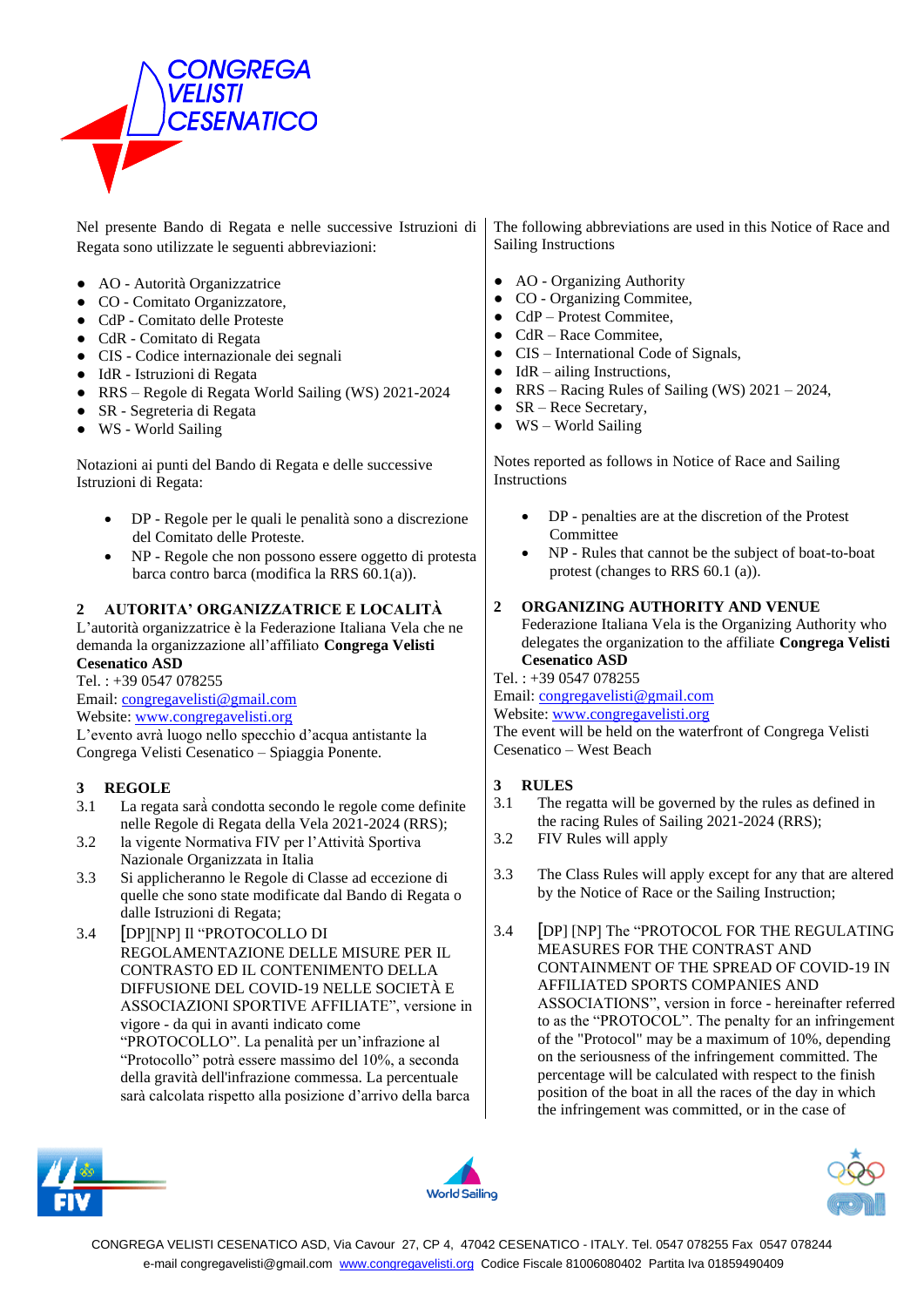Nel presente Bando di Regata e nelle successive Istruzioni di Regata sono utilizzate le seguenti abbreviazioni:

- AO - Autorità Organizzatrice
- CO - Comitato Organizzatore,
- CdP - Comitato delle Proteste
- CdR - Comitato di Regata
- CIS - Codice internazionale dei segnali
- IdR - Istruzioni di Regata
- RRS – Regole di Regata World Sailing (WS) 2021-2024
- SR - Segreteria di Regata
- WS - World Sailing

Notazioni ai punti del Bando di Regata e delle successive Istruzioni di Regata:

- DP - Regole per le quali le penalità sono a discrezione del Comitato delle Proteste.
- NP - Regole che non possono essere oggetto di protesta barca contro barca (modifica la RRS 60.1(a)).

## 2 AUTORITA' ORGANIZZATRICE E LOCALITÀ

L'autorità organizzatrice è la Federazione Italiana Vela che ne demanda la organizzazione all'affiliato **Congrega Velisti Cesenatico ASD**

Tel. : +39 0547 078255

Email: congregavelisti@gmail.com

Website: www.congregavelisti.org

L'evento avrà luogo nello specchio d'acqua antistante la Congrega Velisti Cesenatico – Spiaggia Ponente.

## 3 REGOLE

3.1 La regata sarà condotta secondo le regole come definite nelle Regole di Regata della Vela 2021-2024 (RRS);

3.2 la vigente Normativa FIV per l'Attività Sportiva Nazionale Organizzata in Italia

3.3 Si applicheranno le Regole di Classe ad eccezione di quelle che sono state modificate dal Bando di Regata o dalle Istruzioni di Regata;

3.4 [DP][NP] Il "PROTOCOLLO DI REGOLAMENTAZIONE DELLE MISURE PER IL CONTRASTO ED IL CONTENIMENTO DELLA DIFFUSIONE DEL COVID-19 NELLE SOCIETÀ E ASSOCIAZIONI SPORTIVE AFFILIATE", versione in vigore - da qui in avanti indicato come "PROTOCOLLO". La penalità per un'infrazione al "Protocollo" potrà essere massimo del 10%, a seconda della gravità dell'infrazione commessa. La percentuale sarà calcolata rispetto alla posizione d'arrivo della barca

---

The following abbreviations are used in this Notice of Race and Sailing Instructions

- AO - Organizing Authority
- CO - Organizing Commitee,
- CdP – Protest Commitee,
- CdR – Race Commitee,
- CIS – International Code of Signals,
- IdR – ailing Instructions,
- RRS – Racing Rules of Sailing (WS) 2021 – 2024,
- SR – Rece Secretary,
- WS – World Sailing

Notes reported as follows in Notice of Race and Sailing Instructions

- DP - penalties are at the discretion of the Protest Committee
- NP - Rules that cannot be the subject of boat-to-boat protest (changes to RRS 60.1 (a)).

## 2 ORGANIZING AUTHORITY AND VENUE

Federazione Italiana Vela is the Organizing Authority who delegates the organization to the affiliate **Congrega Velisti Cesenatico ASD**

Tel. : +39 0547 078255

Email: congregavelisti@gmail.com

Website: www.congregavelisti.org

The event will be held on the waterfront of Congrega Velisti Cesenatico – West Beach

## 3 RULES

3.1 The regatta will be governed by the rules as defined in the racing Rules of Sailing 2021-2024 (RRS);

3.2 FIV Rules will apply

3.3 The Class Rules will apply except for any that are altered by the Notice of Race or the Sailing Instruction;

3.4 [DP] [NP] The "PROTOCOL FOR THE REGULATING MEASURES FOR THE CONTRAST AND CONTAINMENT OF THE SPREAD OF COVID-19 IN AFFILIATED SPORTS COMPANIES AND ASSOCIATIONS", version in force - hereinafter referred to as the "PROTOCOL". The penalty for an infringement of the "Protocol" may be a maximum of 10%, depending on the seriousness of the infringement committed. The percentage will be calculated with respect to the finish position of the boat in all the races of the day in which the infringement was committed, or in the case of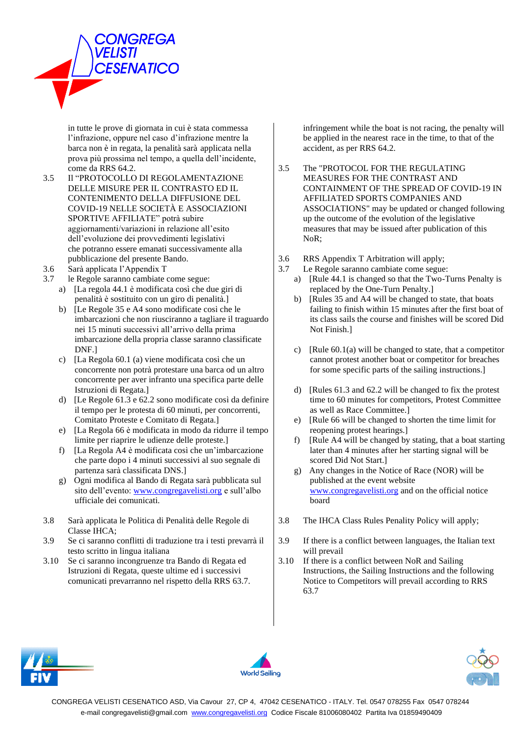in tutte le prove di giornata in cui è stata commessa l'infrazione, oppure nel caso d'infrazione mentre la barca non è in regata, la penalità sarà applicata nella prova più prossima nel tempo, a quella dell'incidente, come da RRS 64.2.

3.5 Il "PROTOCOLLO DI REGOLAMENTAZIONE DELLE MISURE PER IL CONTRASTO ED IL CONTENIMENTO DELLA DIFFUSIONE DEL COVID-19 NELLE SOCIETÀ E ASSOCIAZIONI SPORTIVE AFFILIATE" potrà subire aggiornamenti/variazioni in relazione all'esito dell'evoluzione dei provvedimenti legislativi che potranno essere emanati successivamente alla pubblicazione del presente Bando.

3.6 Sarà applicata l'Appendix T

3.7 le Regole saranno cambiate come segue:

a) [La regola 44.1 è modificata così che due giri di penalità è sostituito con un giro di penalità.]
b) [Le Regole 35 e A4 sono modificate così che le imbarcazioni che non riusciranno a tagliare il traguardo nei 15 minuti successivi all'arrivo della prima imbarcazione della propria classe saranno classificate DNF.]
c) [La Regola 60.1 (a) viene modificata così che un concorrente non potrà protestare una barca od un altro concorrente per aver infranto una specifica parte delle Istruzioni di Regata.]
d) [Le Regole 61.3 e 62.2 sono modificate così da definire il tempo per le protesta di 60 minuti, per concorrenti, Comitato Proteste e Comitato di Regata.]
e) [La Regola 66 è modificata in modo da ridurre il tempo limite per riaprire le udienze delle proteste.]
f) [La Regola A4 è modificata così che un'imbarcazione che parte dopo i 4 minuti successivi al suo segnale di partenza sarà classificata DNS.]
g) Ogni modifica al Bando di Regata sarà pubblicata sul sito dell'evento: www.congregavelisti.org e sull'albo ufficiale dei comunicati.

3.8 Sarà applicata le Politica di Penalità delle Regole di Classe IHCA;

3.9 Se ci saranno conflitti di traduzione tra i testi prevarrà il testo scritto in lingua italiana

3.10 Se ci saranno incongruenze tra Bando di Regata ed Istruzioni di Regata, queste ultime ed i successivi comunicati prevarranno nel rispetto della RRS 63.7.

---

infringement while the boat is not racing, the penalty will be applied in the nearest race in the time, to that of the accident, as per RRS 64.2.

3.5 The "PROTOCOL FOR THE REGULATING MEASURES FOR THE CONTRAST AND CONTAINMENT OF THE SPREAD OF COVID-19 IN AFFILIATED SPORTS COMPANIES AND ASSOCIATIONS" may be updated or changed following up the outcome of the evolution of the legislative measures that may be issued after publication of this NoR;

3.6 RRS Appendix T Arbitration will apply;

3.7 Le Regole saranno cambiate come segue:

a) [Rule 44.1 is changed so that the Two-Turns Penalty is replaced by the One-Turn Penalty.]
b) [Rules 35 and A4 will be changed to state, that boats failing to finish within 15 minutes after the first boat of its class sails the course and finishes will be scored Did Not Finish.]
c) [Rule 60.1(a) will be changed to state, that a competitor cannot protest another boat or competitor for breaches for some specific parts of the sailing instructions.]
d) [Rules 61.3 and 62.2 will be changed to fix the protest time to 60 minutes for competitors, Protest Committee as well as Race Committee.]
e) [Rule 66 will be changed to shorten the time limit for reopening protest hearings.]
f) [Rule A4 will be changed by stating, that a boat starting later than 4 minutes after her starting signal will be scored Did Not Start.]
g) Any changes in the Notice of Race (NOR) will be published at the event website www.congregavelisti.org and on the official notice board

3.8 The IHCA Class Rules Penality Policy will apply;

3.9 If there is a conflict between languages, the Italian text will prevail

3.10 If there is a conflict between NoR and Sailing Instructions, the Sailing Instructions and the following Notice to Competitors will prevail according to RRS 63.7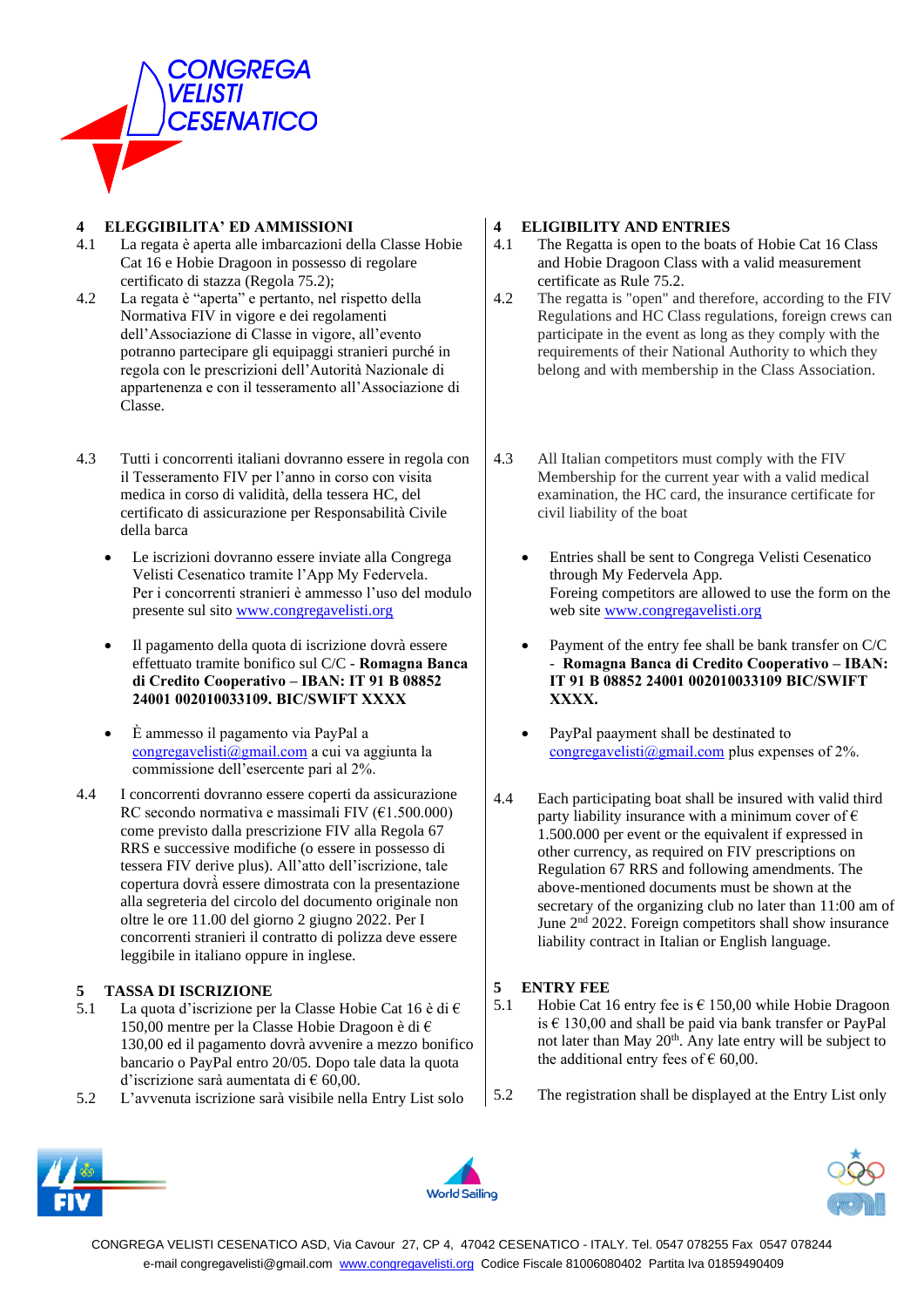## 4 ELEGGIBILITA' ED AMMISSIONI

4.1 La regata è aperta alle imbarcazioni della Classe Hobie Cat 16 e Hobie Dragoon in possesso di regolare certificato di stazza (Regola 75.2);

4.2 La regata è "aperta" e pertanto, nel rispetto della Normativa FIV in vigore e dei regolamenti dell'Associazione di Classe in vigore, all'evento potranno partecipare gli equipaggi stranieri purché in regola con le prescrizioni dell'Autorità Nazionale di appartenenza e con il tesseramento all'Associazione di Classe.

4.3 Tutti i concorrenti italiani dovranno essere in regola con il Tesseramento FIV per l'anno in corso con visita medica in corso di validità, della tessera HC, del certificato di assicurazione per Responsabilità Civile della barca

- Le iscrizioni dovranno essere inviate alla Congrega Velisti Cesenatico tramite l'App My Federvela. Per i concorrenti stranieri è ammesso l'uso del modulo presente sul sito www.congregavelisti.org
- Il pagamento della quota di iscrizione dovrà essere effettuato tramite bonifico sul C/C - **Romagna Banca di Credito Cooperativo – IBAN: IT 91 B 08852 24001 002010033109. BIC/SWIFT XXXX**
- È ammesso il pagamento via PayPal a congregavelisti@gmail.com a cui va aggiunta la commissione dell'esercente pari al 2%.

4.4 I concorrenti dovranno essere coperti da assicurazione RC secondo normativa e massimali FIV (€1.500.000) come previsto dalla prescrizione FIV alla Regola 67 RRS e successive modifiche (o essere in possesso di tessera FIV derive plus). All'atto dell'iscrizione, tale copertura dovrà essere dimostrata con la presentazione alla segreteria del circolo del documento originale non oltre le ore 11.00 del giorno 2 giugno 2022. Per I concorrenti stranieri il contratto di polizza deve essere leggibile in italiano oppure in inglese.

## 5 TASSA DI ISCRIZIONE

5.1 La quota d'iscrizione per la Classe Hobie Cat 16 è di € 150,00 mentre per la Classe Hobie Dragoon è di € 130,00 ed il pagamento dovrà avvenire a mezzo bonifico bancario o PayPal entro 20/05. Dopo tale data la quota d'iscrizione sarà aumentata di € 60,00.

5.2 L'avvenuta iscrizione sarà visibile nella Entry List solo

## 4 ELIGIBILITY AND ENTRIES

4.1 The Regatta is open to the boats of Hobie Cat 16 Class and Hobie Dragoon Class with a valid measurement certificate as Rule 75.2.

4.2 The regatta is "open" and therefore, according to the FIV Regulations and HC Class regulations, foreign crews can participate in the event as long as they comply with the requirements of their National Authority to which they belong and with membership in the Class Association.

4.3 All Italian competitors must comply with the FIV Membership for the current year with a valid medical examination, the HC card, the insurance certificate for civil liability of the boat

- Entries shall be sent to Congrega Velisti Cesenatico through My Federvela App. Foreing competitors are allowed to use the form on the web site www.congregavelisti.org
- Payment of the entry fee shall be bank transfer on C/C - **Romagna Banca di Credito Cooperativo – IBAN: IT 91 B 08852 24001 002010033109 BIC/SWIFT XXXX.**
- PayPal paayment shall be destinated to congregavelisti@gmail.com plus expenses of 2%.

4.4 Each participating boat shall be insured with valid third party liability insurance with a minimum cover of € 1.500.000 per event or the equivalent if expressed in other currency, as required on FIV prescriptions on Regulation 67 RRS and following amendments. The above-mentioned documents must be shown at the secretary of the organizing club no later than 11:00 am of June 2nd 2022. Foreign competitors shall show insurance liability contract in Italian or English language.

## 5 ENTRY FEE

5.1 Hobie Cat 16 entry fee is € 150,00 while Hobie Dragoon is € 130,00 and shall be paid via bank transfer or PayPal not later than May 20th. Any late entry will be subject to the additional entry fees of € 60,00.

5.2 The registration shall be displayed at the Entry List only

CONGREGA VELISTI CESENATICO ASD, Via Cavour 27, CP 4, 47042 CESENATICO - ITALY. Tel. 0547 078255 Fax 0547 078244
e-mail congregavelisti@gmail.com www.congregavelisti.org Codice Fiscale 81006080402 Partita Iva 01859490409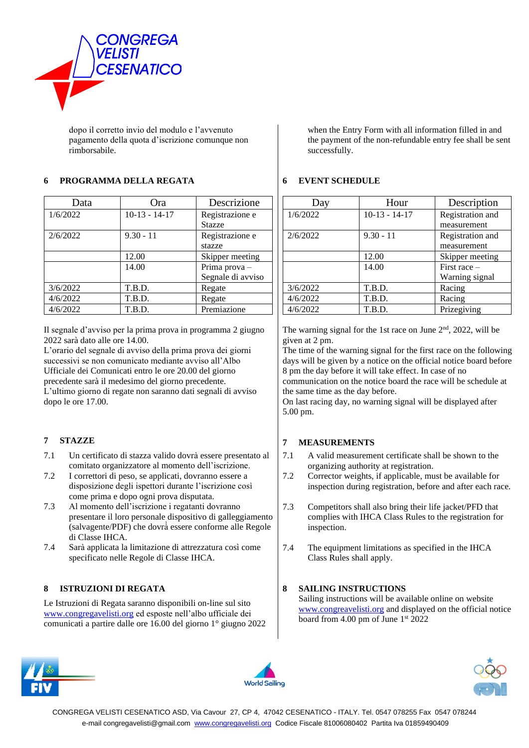dopo il corretto invio del modulo e l'avvenuto pagamento della quota d'iscrizione comunque non rimborsabile.

## 6 PROGRAMMA DELLA REGATA

| Data | Ora | Descrizione |
|---|---|---|
| 1/6/2022 | 10-13 - 14-17 | Registrazione e Stazze |
| 2/6/2022 | 9.30 - 11 | Registrazione e stazze |
| | 12.00 | Skipper meeting |
| | 14.00 | Prima prova – Segnale di avviso |
| 3/6/2022 | T.B.D. | Regate |
| 4/6/2022 | T.B.D. | Regate |
| 4/6/2022 | T.B.D. | Premiazione |

Il segnale d'avviso per la prima prova in programma 2 giugno 2022 sarà dato alle ore 14.00.
L'orario del segnale di avviso della prima prova dei giorni successivi se non comunicato mediante avviso all'Albo Ufficiale dei Comunicati entro le ore 20.00 del giorno precedente sarà il medesimo del giorno precedente.
L'ultimo giorno di regate non saranno dati segnali di avviso dopo le ore 17.00.

## 7 STAZZE

7.1 Un certificato di stazza valido dovrà essere presentato al comitato organizzatore al momento dell'iscrizione.

7.2 I correttori di peso, se applicati, dovranno essere a disposizione degli ispettori durante l'iscrizione così come prima e dopo ogni prova disputata.

7.3 Al momento dell'iscrizione i regatanti dovranno presentare il loro personale dispositivo di galleggiamento (salvagente/PDF) che dovrà essere conforme alle Regole di Classe IHCA.

7.4 Sarà applicata la limitazione di attrezzatura così come specificato nelle Regole di Classe IHCA.

## 8 ISTRUZIONI DI REGATA

Le Istruzioni di Regata saranno disponibili on-line sul sito www.congregavelisti.org ed esposte nell'albo ufficiale dei comunicati a partire dalle ore 16.00 del giorno 1° giugno 2022

---

when the Entry Form with all information filled in and the payment of the non-refundable entry fee shall be sent successfully.

## 6 EVENT SCHEDULE

| Day | Hour | Description |
|---|---|---|
| 1/6/2022 | 10-13 - 14-17 | Registration and measurement |
| 2/6/2022 | 9.30 - 11 | Registration and measurement |
| | 12.00 | Skipper meeting |
| | 14.00 | First race – Warning signal |
| 3/6/2022 | T.B.D. | Racing |
| 4/6/2022 | T.B.D. | Racing |
| 4/6/2022 | T.B.D. | Prizegiving |

The warning signal for the 1st race on June 2nd, 2022, will be given at 2 pm.
The time of the warning signal for the first race on the following days will be given by a notice on the official notice board before 8 pm the day before it will take effect. In case of no communication on the notice board the race will be schedule at the same time as the day before.
On last racing day, no warning signal will be displayed after 5.00 pm.

## 7 MEASUREMENTS

7.1 A valid measurement certificate shall be shown to the organizing authority at registration.

7.2 Corrector weights, if applicable, must be available for inspection during registration, before and after each race.

7.3 Competitors shall also bring their life jacket/PFD that complies with IHCA Class Rules to the registration for inspection.

7.4 The equipment limitations as specified in the IHCA Class Rules shall apply.

## 8 SAILING INSTRUCTIONS

Sailing instructions will be available online on website www.congreavelisti.org and displayed on the official notice board from 4.00 pm of June 1st 2022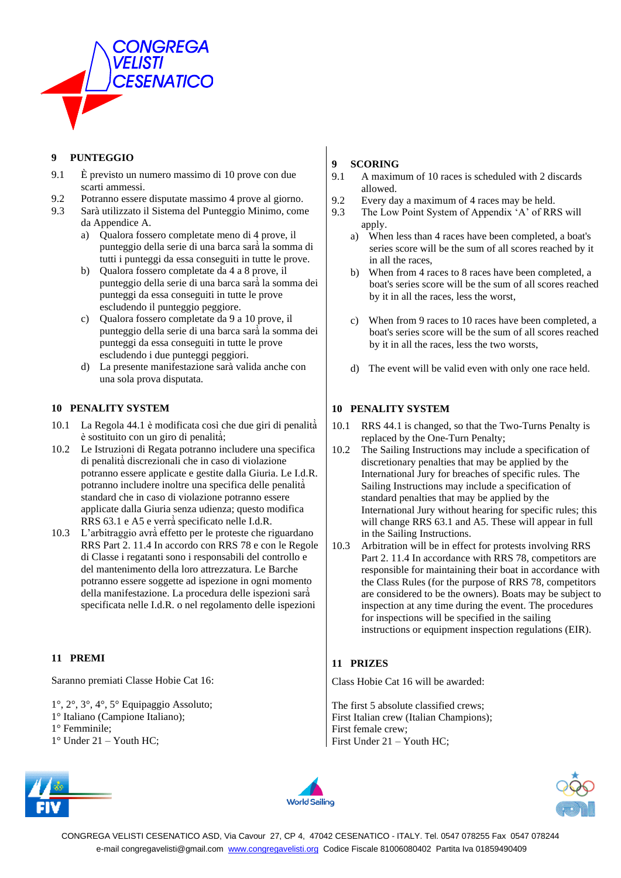## 9 PUNTEGGIO

9.1 È previsto un numero massimo di 10 prove con due scarti ammessi.

9.2 Potranno essere disputate massimo 4 prove al giorno.

9.3 Sarà utilizzato il Sistema del Punteggio Minimo, come da Appendice A.

a) Qualora fossero completate meno di 4 prove, il punteggio della serie di una barca sarà la somma di tutti i punteggi da essa conseguiti in tutte le prove.

b) Qualora fossero completate da 4 a 8 prove, il punteggio della serie di una barca sarà la somma dei punteggi da essa conseguiti in tutte le prove escludendo il punteggio peggiore.

c) Qualora fossero completate da 9 a 10 prove, il punteggio della serie di una barca sarà la somma dei punteggi da essa conseguiti in tutte le prove escludendo i due punteggi peggiori.

d) La presente manifestazione sarà valida anche con una sola prova disputata.

## 10 PENALITY SYSTEM

10.1 La Regola 44.1 è modificata così che due giri di penalità è sostituito con un giro di penalità;

10.2 Le Istruzioni di Regata potranno includere una specifica di penalità discrezionali che in caso di violazione potranno essere applicate e gestite dalla Giuria. Le I.d.R. potranno includere inoltre una specifica delle penalità standard che in caso di violazione potranno essere applicate dalla Giuria senza udienza; questo modifica RRS 63.1 e A5 e verrà specificato nelle I.d.R.

10.3 L'arbitraggio avrà effetto per le proteste che riguardano RRS Part 2. 11.4 In accordo con RRS 78 e con le Regole di Classe i regatanti sono i responsabili del controllo e del mantenimento della loro attrezzatura. Le Barche potranno essere soggette ad ispezione in ogni momento della manifestazione. La procedura delle ispezioni sarà specificata nelle I.d.R. o nel regolamento delle ispezioni

## 11 PREMI

Saranno premiati Classe Hobie Cat 16:

1°, 2°, 3°, 4°, 5° Equipaggio Assoluto;
1° Italiano (Campione Italiano);
1° Femminile;
1° Under 21 – Youth HC;

## 9 SCORING

9.1 A maximum of 10 races is scheduled with 2 discards allowed.

9.2 Every day a maximum of 4 races may be held.

9.3 The Low Point System of Appendix 'A' of RRS will apply.

a) When less than 4 races have been completed, a boat's series score will be the sum of all scores reached by it in all the races,

b) When from 4 races to 8 races have been completed, a boat's series score will be the sum of all scores reached by it in all the races, less the worst,

c) When from 9 races to 10 races have been completed, a boat's series score will be the sum of all scores reached by it in all the races, less the two worsts,

d) The event will be valid even with only one race held.

## 10 PENALITY SYSTEM

10.1 RRS 44.1 is changed, so that the Two-Turns Penalty is replaced by the One-Turn Penalty;

10.2 The Sailing Instructions may include a specification of discretionary penalties that may be applied by the International Jury for breaches of specific rules. The Sailing Instructions may include a specification of standard penalties that may be applied by the International Jury without hearing for specific rules; this will change RRS 63.1 and A5. These will appear in full in the Sailing Instructions.

10.3 Arbitration will be in effect for protests involving RRS Part 2. 11.4 In accordance with RRS 78, competitors are responsible for maintaining their boat in accordance with the Class Rules (for the purpose of RRS 78, competitors are considered to be the owners). Boats may be subject to inspection at any time during the event. The procedures for inspections will be specified in the sailing instructions or equipment inspection regulations (EIR).

## 11 PRIZES

Class Hobie Cat 16 will be awarded:

The first 5 absolute classified crews;
First Italian crew (Italian Champions);
First female crew;
First Under 21 – Youth HC;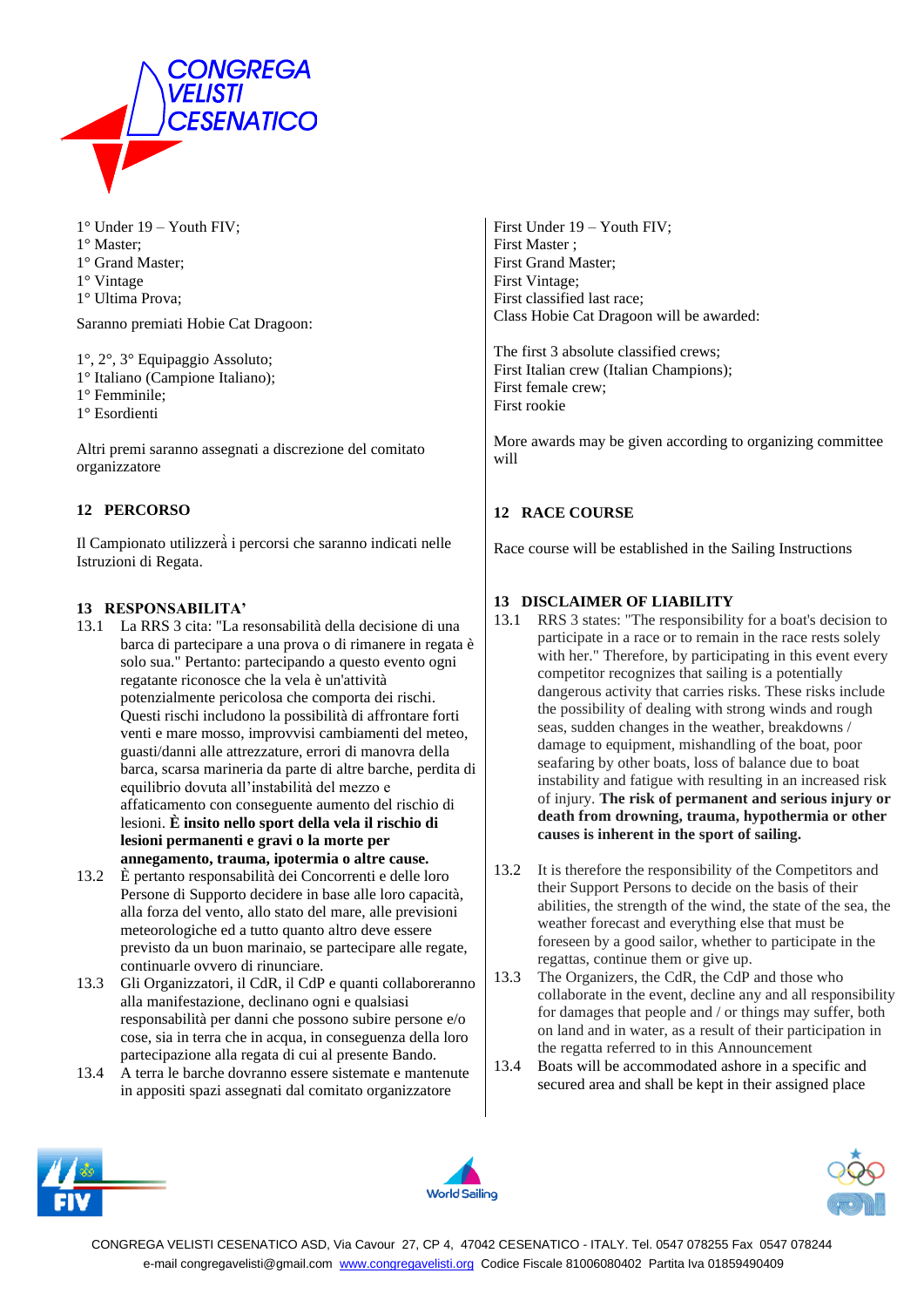1° Under 19 – Youth FIV;
1° Master;
1° Grand Master;
1° Vintage
1° Ultima Prova;

Saranno premiati Hobie Cat Dragoon:

1°, 2°, 3° Equipaggio Assoluto;
1° Italiano (Campione Italiano);
1° Femminile;
1° Esordienti

Altri premi saranno assegnati a discrezione del comitato organizzatore

## 12 PERCORSO

Il Campionato utilizzerà i percorsi che saranno indicati nelle Istruzioni di Regata.

## 13 RESPONSABILITA'

13.1 La RRS 3 cita: "La resonsabilità della decisione di una barca di partecipare a una prova o di rimanere in regata è solo sua." Pertanto: partecipando a questo evento ogni regatante riconosce che la vela è un'attività potenzialmente pericolosa che comporta dei rischi. Questi rischi includono la possibilità di affrontare forti venti e mare mosso, improvvisi cambiamenti del meteo, guasti/danni alle attrezzature, errori di manovra della barca, scarsa marineria da parte di altre barche, perdita di equilibrio dovuta all'instabilità del mezzo e affaticamento con conseguente aumento del rischio di lesioni. **È insito nello sport della vela il rischio di lesioni permanenti e gravi o la morte per annegamento, trauma, ipotermia o altre cause.**

13.2 È pertanto responsabilità dei Concorrenti e delle loro Persone di Supporto decidere in base alle loro capacità, alla forza del vento, allo stato del mare, alle previsioni meteorologiche ed a tutto quanto altro deve essere previsto da un buon marinaio, se partecipare alle regate, continuarle ovvero di rinunciare.

13.3 Gli Organizzatori, il CdR, il CdP e quanti collaboreranno alla manifestazione, declinano ogni e qualsiasi responsabilità per danni che possono subire persone e/o cose, sia in terra che in acqua, in conseguenza della loro partecipazione alla regata di cui al presente Bando.

13.4 A terra le barche dovranno essere sistemate e mantenute in appositi spazi assegnati dal comitato organizzatore

First Under 19 – Youth FIV;
First Master ;
First Grand Master;
First Vintage;
First classified last race;
Class Hobie Cat Dragoon will be awarded:

The first 3 absolute classified crews;
First Italian crew (Italian Champions);
First female crew;
First rookie

More awards may be given according to organizing committee will

## 12 RACE COURSE

Race course will be established in the Sailing Instructions

## 13 DISCLAIMER OF LIABILITY

13.1 RRS 3 states: "The responsibility for a boat's decision to participate in a race or to remain in the race rests solely with her." Therefore, by participating in this event every competitor recognizes that sailing is a potentially dangerous activity that carries risks. These risks include the possibility of dealing with strong winds and rough seas, sudden changes in the weather, breakdowns / damage to equipment, mishandling of the boat, poor seafaring by other boats, loss of balance due to boat instability and fatigue with resulting in an increased risk of injury. **The risk of permanent and serious injury or death from drowning, trauma, hypothermia or other causes is inherent in the sport of sailing.**

13.2 It is therefore the responsibility of the Competitors and their Support Persons to decide on the basis of their abilities, the strength of the wind, the state of the sea, the weather forecast and everything else that must be foreseen by a good sailor, whether to participate in the regattas, continue them or give up.

13.3 The Organizers, the CdR, the CdP and those who collaborate in the event, decline any and all responsibility for damages that people and / or things may suffer, both on land and in water, as a result of their participation in the regatta referred to in this Announcement

13.4 Boats will be accommodated ashore in a specific and secured area and shall be kept in their assigned place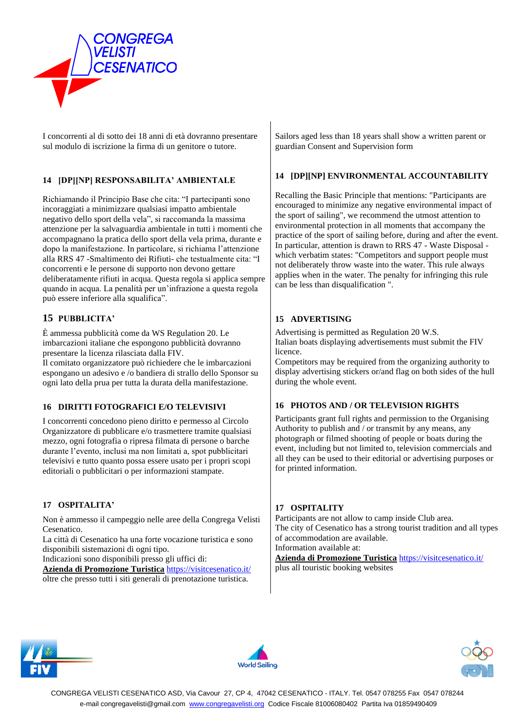I concorrenti al di sotto dei 18 anni di età dovranno presentare sul modulo di iscrizione la firma di un genitore o tutore.

Sailors aged less than 18 years shall show a written parent or guardian Consent and Supervision form

## 14 [DP][NP] RESPONSABILITA' AMBIENTALE

Richiamando il Principio Base che cita: "I partecipanti sono incoraggiati a minimizzare qualsiasi impatto ambientale negativo dello sport della vela", si raccomanda la massima attenzione per la salvaguardia ambientale in tutti i momenti che accompagnano la pratica dello sport della vela prima, durante e dopo la manifestazione. In particolare, si richiama l'attenzione alla RRS 47 -Smaltimento dei Rifiuti- che testualmente cita: "I concorrenti e le persone di supporto non devono gettare deliberatamente rifiuti in acqua. Questa regola si applica sempre quando in acqua. La penalità per un'infrazione a questa regola può essere inferiore alla squalifica".

## 14 [DP][NP] ENVIRONMENTAL ACCOUNTABILITY

Recalling the Basic Principle that mentions: "Participants are encouraged to minimize any negative environmental impact of the sport of sailing", we recommend the utmost attention to environmental protection in all moments that accompany the practice of the sport of sailing before, during and after the event. In particular, attention is drawn to RRS 47 - Waste Disposal - which verbatim states: "Competitors and support people must not deliberately throw waste into the water. This rule always applies when in the water. The penalty for infringing this rule can be less than disqualification ".

## 15 PUBBLICITA'

È ammessa pubblicità come da WS Regulation 20. Le imbarcazioni italiane che espongono pubblicità dovranno presentare la licenza rilasciata dalla FIV.
Il comitato organizzatore può richiedere che le imbarcazioni espongano un adesivo e /o bandiera di strallo dello Sponsor su ogni lato della prua per tutta la durata della manifestazione.

## 15 ADVERTISING

Advertising is permitted as Regulation 20 W.S.
Italian boats displaying advertisements must submit the FIV licence.
Competitors may be required from the organizing authority to display advertising stickers or/and flag on both sides of the hull during the whole event.

## 16 DIRITTI FOTOGRAFICI E/O TELEVISIVI

I concorrenti concedono pieno diritto e permesso al Circolo Organizzatore di pubblicare e/o trasmettere tramite qualsiasi mezzo, ogni fotografia o ripresa filmata di persone o barche durante l'evento, inclusi ma non limitati a, spot pubblicitari televisivi e tutto quanto possa essere usato per i propri scopi editoriali o pubblicitari o per informazioni stampate.

## 16 PHOTOS AND / OR TELEVISION RIGHTS

Participants grant full rights and permission to the Organising Authority to publish and / or transmit by any means, any photograph or filmed shooting of people or boats during the event, including but not limited to, television commercials and all they can be used to their editorial or advertising purposes or for printed information.

## 17 OSPITALITA'

Non è ammesso il campeggio nelle aree della Congrega Velisti Cesenatico.
La città di Cesenatico ha una forte vocazione turistica e sono disponibili sistemazioni di ogni tipo.
Indicazioni sono disponibili presso gli uffici di:
**Azienda di Promozione Turistica** https://visitcesenatico.it/
oltre che presso tutti i siti generali di prenotazione turistica.

## 17 OSPITALITY

Participants are not allow to camp inside Club area.
The city of Cesenatico has a strong tourist tradition and all types of accommodation are available.
Information available at:
**Azienda di Promozione Turistica** https://visitcesenatico.it/
plus all touristic booking websites

CONGREGA VELISTI CESENATICO ASD, Via Cavour 27, CP 4, 47042 CESENATICO - ITALY. Tel. 0547 078255 Fax 0547 078244
e-mail congregavelisti@gmail.com www.congregavelisti.org Codice Fiscale 81006080402 Partita Iva 01859490409